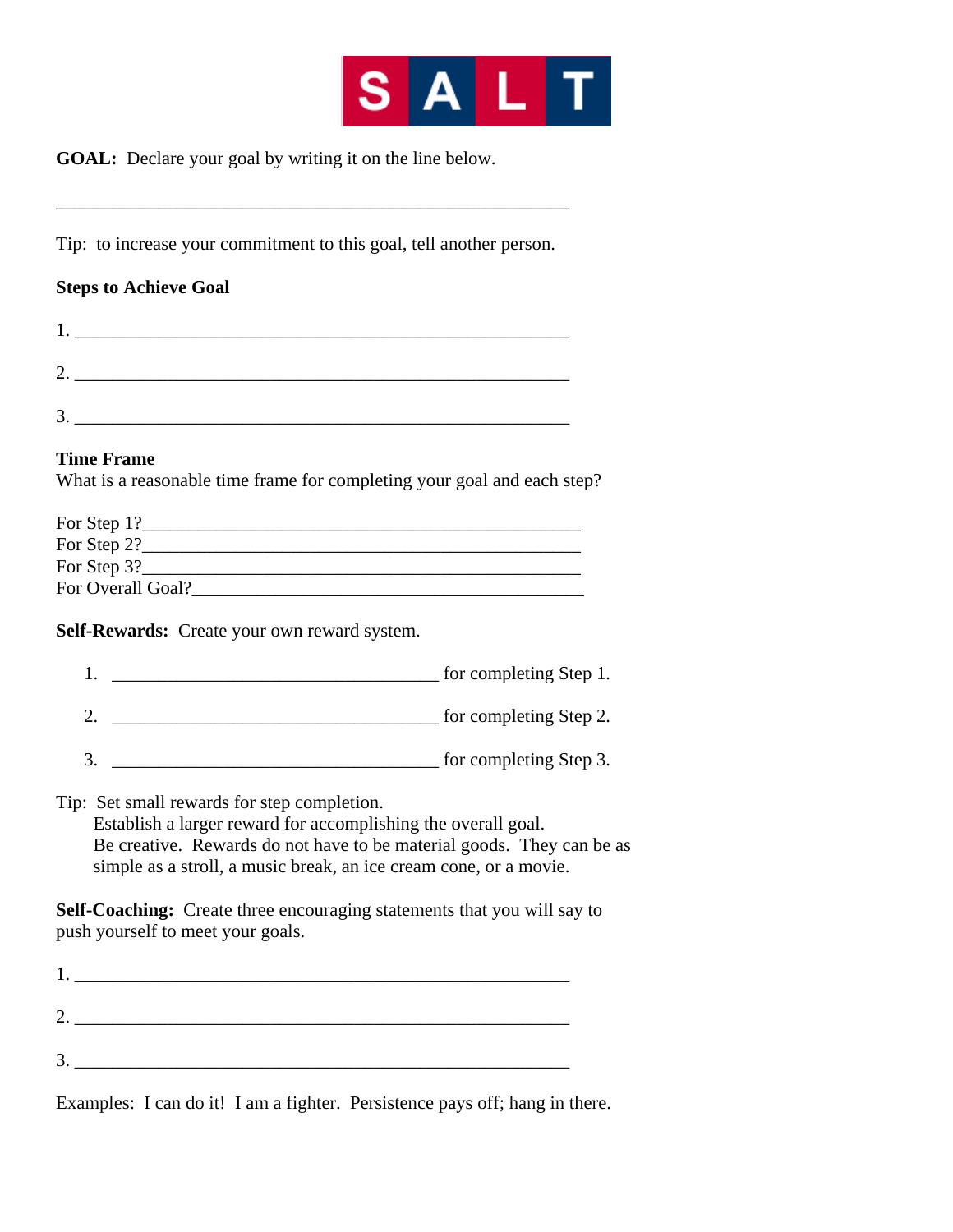# S A L T

**GOAL:** Declare your goal by writing it on the line below.

______________________________________________________

Tip: to increase your commitment to this goal, tell another person.

**Steps to Achieve Goal**

1. ______________________________________________________

2. ______________________________________________________

3. ______________________________________________________

**Time Frame**
What is a reasonable time frame for completing your goal and each step?

For Step 1?____________________________________________
For Step 2?____________________________________________
For Step 3?____________________________________________
For Overall Goal?_______________________________________

**Self-Rewards:** Create your own reward system.

1. ___________________________________ for completing Step 1.

2. ___________________________________ for completing Step 2.

3. ___________________________________ for completing Step 3.

Tip: Set small rewards for step completion.
Establish a larger reward for accomplishing the overall goal.
Be creative. Rewards do not have to be material goods. They can be as simple as a stroll, a music break, an ice cream cone, or a movie.

**Self-Coaching:** Create three encouraging statements that you will say to push yourself to meet your goals.

1. ______________________________________________________

2. ______________________________________________________

3. ______________________________________________________

Examples: I can do it! I am a fighter. Persistence pays off; hang in there.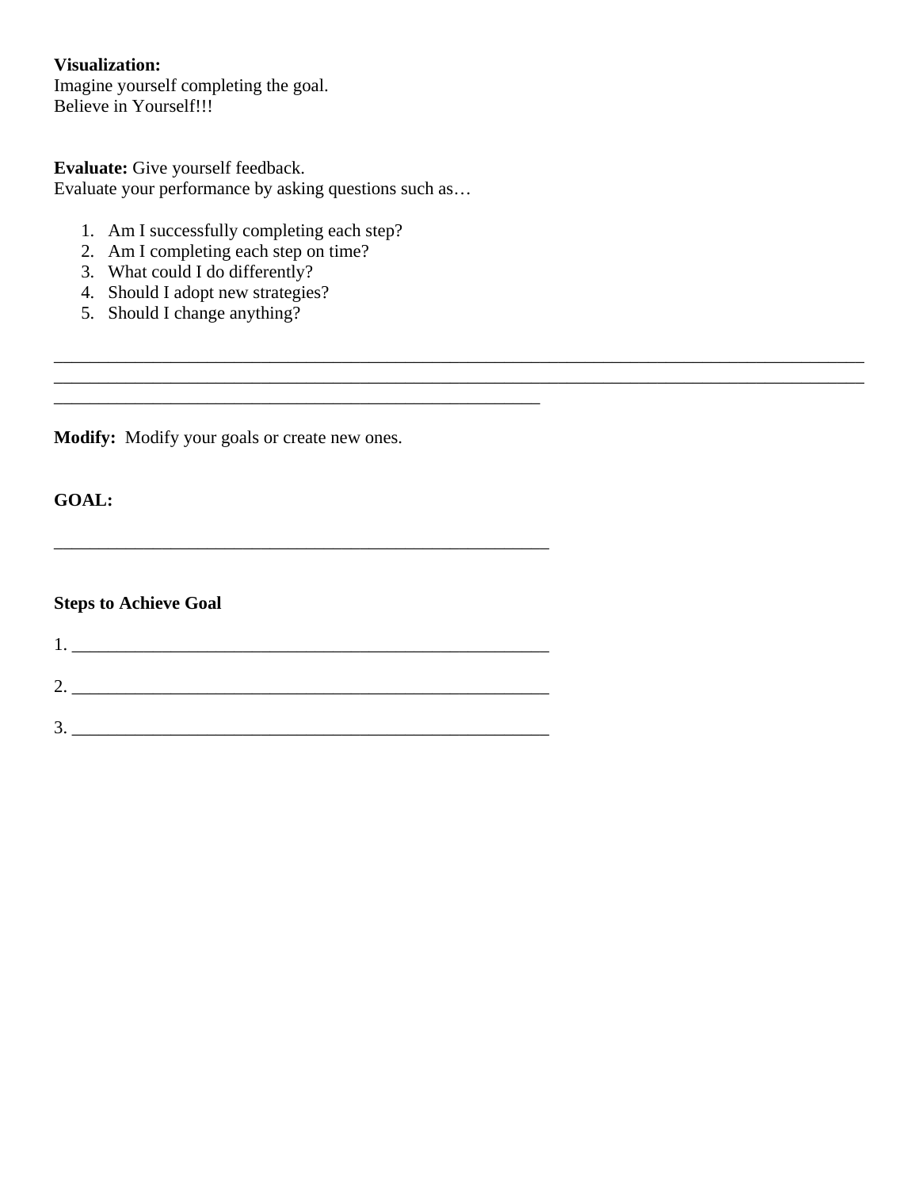**Visualization:**
Imagine yourself completing the goal.
Believe in Yourself!!!

**Evaluate:** Give yourself feedback.
Evaluate your performance by asking questions such as…

1. Am I successfully completing each step?
2. Am I completing each step on time?
3. What could I do differently?
4. Should I adopt new strategies?
5. Should I change anything?

_____________________________________________________________________________________________
_____________________________________________________________________________________________
________________________________________________________

**Modify:** Modify your goals or create new ones.

**GOAL:**

_________________________________________________________

**Steps to Achieve Goal**

1. _______________________________________________________

2. _______________________________________________________

3. _______________________________________________________